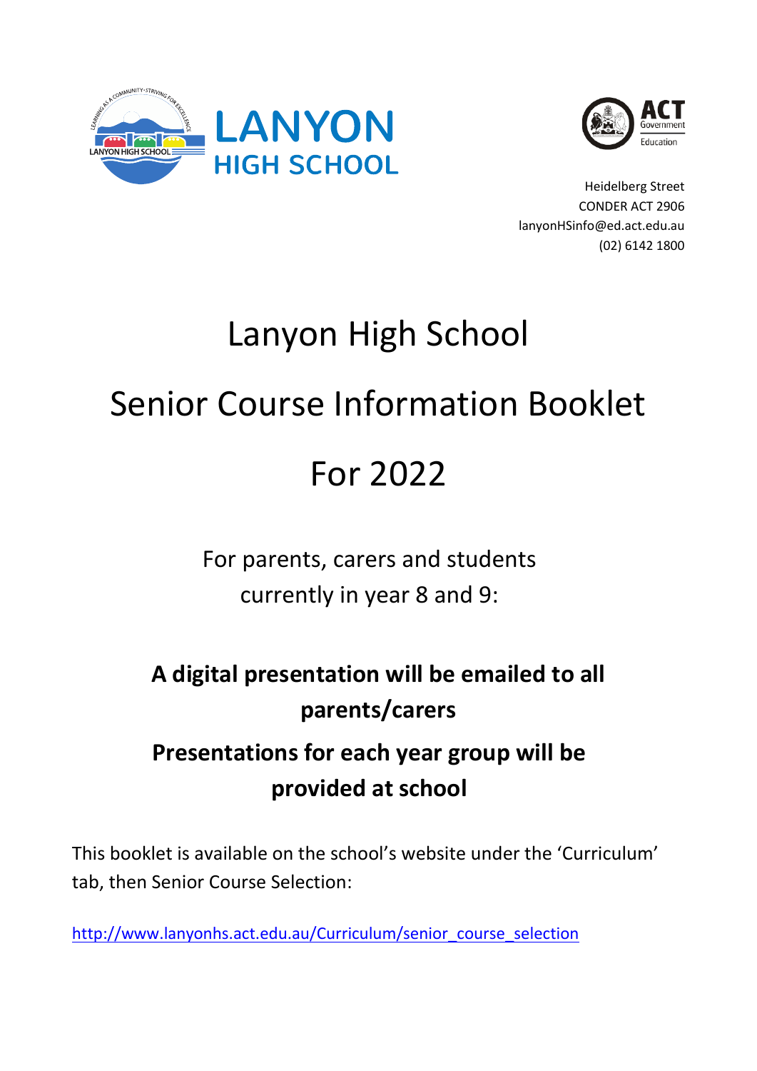LANYON HIGH SCHOOL

ACT Government Education

Heidelberg Street
CONDER ACT 2906
lanyonHSinfo@ed.act.edu.au
(02) 6142 1800

# Lanyon High School

# Senior Course Information Booklet

# For 2022

For parents, carers and students currently in year 8 and 9:

**A digital presentation will be emailed to all parents/carers**

**Presentations for each year group will be provided at school**

This booklet is available on the school's website under the 'Curriculum' tab, then Senior Course Selection:

http://www.lanyonhs.act.edu.au/Curriculum/senior_course_selection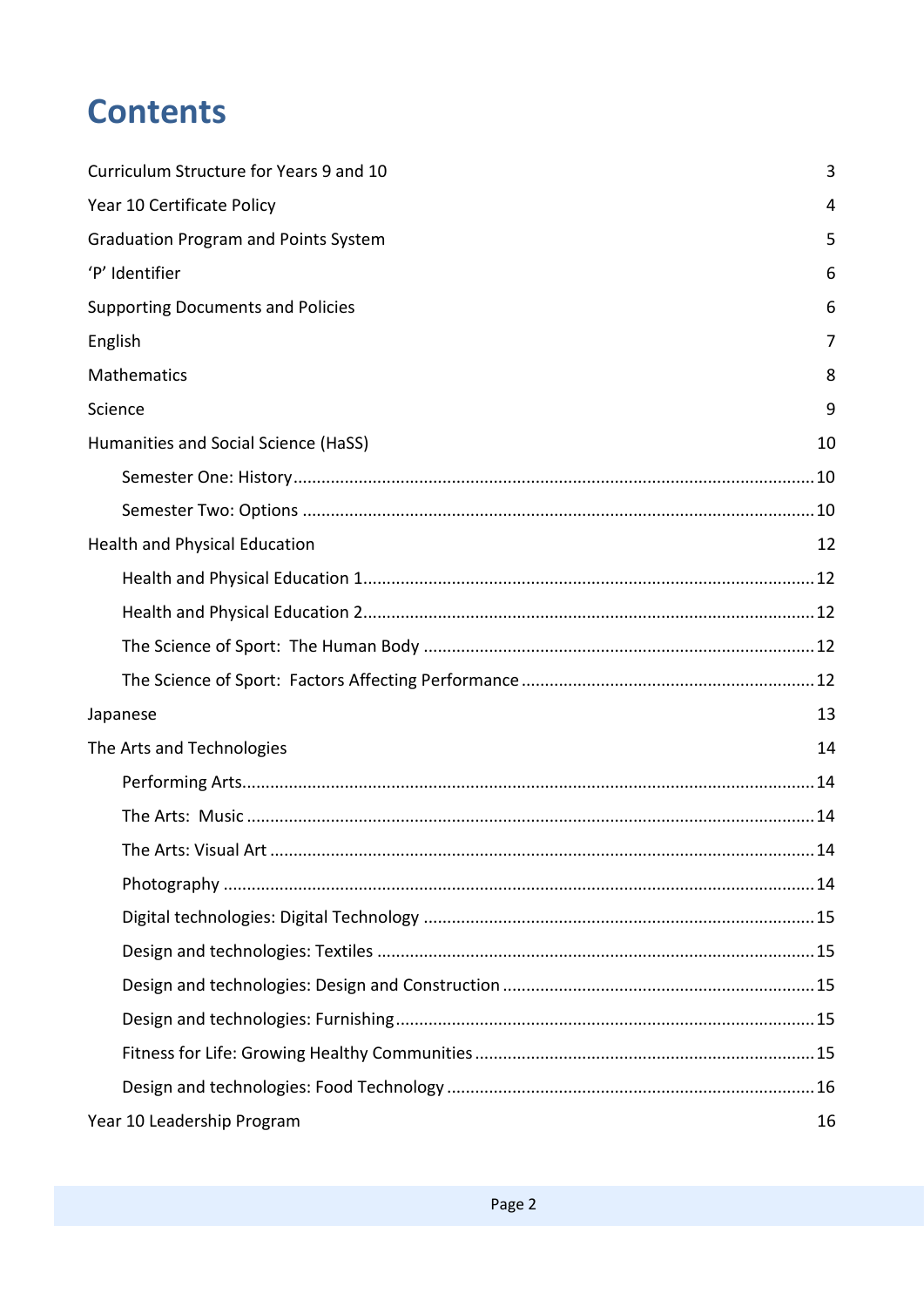# Contents

| | |
|---|---|
| Curriculum Structure for Years 9 and 10 | 3 |
| Year 10 Certificate Policy | 4 |
| Graduation Program and Points System | 5 |
| 'P' Identifier | 6 |
| Supporting Documents and Policies | 6 |
| English | 7 |
| Mathematics | 8 |
| Science | 9 |
| Humanities and Social Science (HaSS) | 10 |
| &nbsp;&nbsp;&nbsp;&nbsp;Semester One: History | 10 |
| &nbsp;&nbsp;&nbsp;&nbsp;Semester Two: Options | 10 |
| Health and Physical Education | 12 |
| &nbsp;&nbsp;&nbsp;&nbsp;Health and Physical Education 1 | 12 |
| &nbsp;&nbsp;&nbsp;&nbsp;Health and Physical Education 2 | 12 |
| &nbsp;&nbsp;&nbsp;&nbsp;The Science of Sport: The Human Body | 12 |
| &nbsp;&nbsp;&nbsp;&nbsp;The Science of Sport: Factors Affecting Performance | 12 |
| Japanese | 13 |
| The Arts and Technologies | 14 |
| &nbsp;&nbsp;&nbsp;&nbsp;Performing Arts | 14 |
| &nbsp;&nbsp;&nbsp;&nbsp;The Arts: Music | 14 |
| &nbsp;&nbsp;&nbsp;&nbsp;The Arts: Visual Art | 14 |
| &nbsp;&nbsp;&nbsp;&nbsp;Photography | 14 |
| &nbsp;&nbsp;&nbsp;&nbsp;Digital technologies: Digital Technology | 15 |
| &nbsp;&nbsp;&nbsp;&nbsp;Design and technologies: Textiles | 15 |
| &nbsp;&nbsp;&nbsp;&nbsp;Design and technologies: Design and Construction | 15 |
| &nbsp;&nbsp;&nbsp;&nbsp;Design and technologies: Furnishing | 15 |
| &nbsp;&nbsp;&nbsp;&nbsp;Fitness for Life: Growing Healthy Communities | 15 |
| &nbsp;&nbsp;&nbsp;&nbsp;Design and technologies: Food Technology | 16 |
| Year 10 Leadership Program | 16 |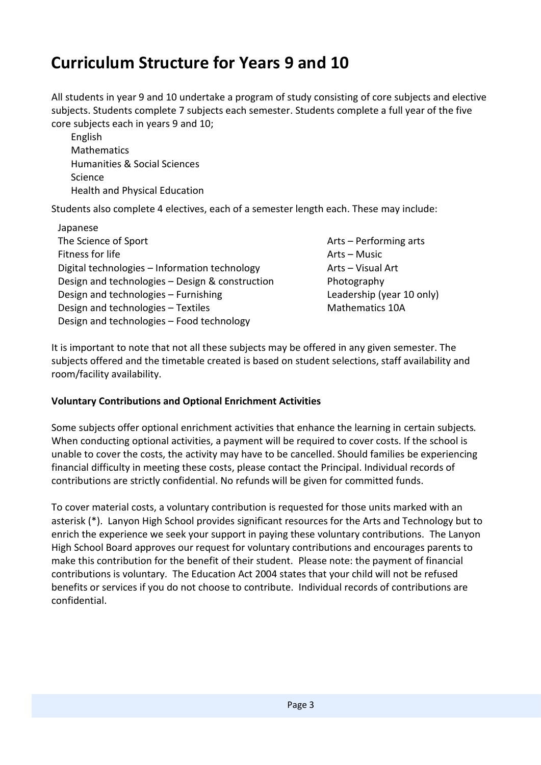# Curriculum Structure for Years 9 and 10

All students in year 9 and 10 undertake a program of study consisting of core subjects and elective subjects. Students complete 7 subjects each semester. Students complete a full year of the five core subjects each in years 9 and 10;

- English
- Mathematics
- Humanities & Social Sciences
- Science
- Health and Physical Education

Students also complete 4 electives, each of a semester length each. These may include:

- Japanese
- The Science of Sport
- Fitness for life
- Digital technologies – Information technology
- Design and technologies – Design & construction
- Design and technologies – Furnishing
- Design and technologies – Textiles
- Design and technologies – Food technology
- Arts – Performing arts
- Arts – Music
- Arts – Visual Art
- Photography
- Leadership (year 10 only)
- Mathematics 10A

It is important to note that not all these subjects may be offered in any given semester. The subjects offered and the timetable created is based on student selections, staff availability and room/facility availability.

**Voluntary Contributions and Optional Enrichment Activities**

Some subjects offer optional enrichment activities that enhance the learning in certain subjects. When conducting optional activities, a payment will be required to cover costs. If the school is unable to cover the costs, the activity may have to be cancelled. Should families be experiencing financial difficulty in meeting these costs, please contact the Principal. Individual records of contributions are strictly confidential. No refunds will be given for committed funds.

To cover material costs, a voluntary contribution is requested for those units marked with an asterisk (*). Lanyon High School provides significant resources for the Arts and Technology but to enrich the experience we seek your support in paying these voluntary contributions. The Lanyon High School Board approves our request for voluntary contributions and encourages parents to make this contribution for the benefit of their student. Please note: the payment of financial contributions is voluntary. The Education Act 2004 states that your child will not be refused benefits or services if you do not choose to contribute. Individual records of contributions are confidential.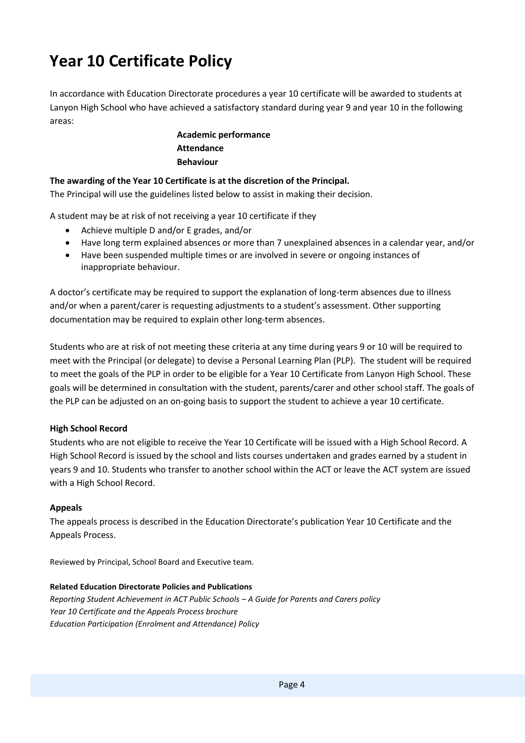# Year 10 Certificate Policy

In accordance with Education Directorate procedures a year 10 certificate will be awarded to students at Lanyon High School who have achieved a satisfactory standard during year 9 and year 10 in the following areas:

**Academic performance**
**Attendance**
**Behaviour**

**The awarding of the Year 10 Certificate is at the discretion of the Principal.**
The Principal will use the guidelines listed below to assist in making their decision.

A student may be at risk of not receiving a year 10 certificate if they

- Achieve multiple D and/or E grades, and/or
- Have long term explained absences or more than 7 unexplained absences in a calendar year, and/or
- Have been suspended multiple times or are involved in severe or ongoing instances of inappropriate behaviour.

A doctor's certificate may be required to support the explanation of long-term absences due to illness and/or when a parent/carer is requesting adjustments to a student's assessment. Other supporting documentation may be required to explain other long-term absences.

Students who are at risk of not meeting these criteria at any time during years 9 or 10 will be required to meet with the Principal (or delegate) to devise a Personal Learning Plan (PLP). The student will be required to meet the goals of the PLP in order to be eligible for a Year 10 Certificate from Lanyon High School. These goals will be determined in consultation with the student, parents/carer and other school staff. The goals of the PLP can be adjusted on an on-going basis to support the student to achieve a year 10 certificate.

**High School Record**
Students who are not eligible to receive the Year 10 Certificate will be issued with a High School Record. A High School Record is issued by the school and lists courses undertaken and grades earned by a student in years 9 and 10. Students who transfer to another school within the ACT or leave the ACT system are issued with a High School Record.

**Appeals**
The appeals process is described in the Education Directorate's publication Year 10 Certificate and the Appeals Process.

Reviewed by Principal, School Board and Executive team.

**Related Education Directorate Policies and Publications**
*Reporting Student Achievement in ACT Public Schools – A Guide for Parents and Carers policy*
*Year 10 Certificate and the Appeals Process brochure*
*Education Participation (Enrolment and Attendance) Policy*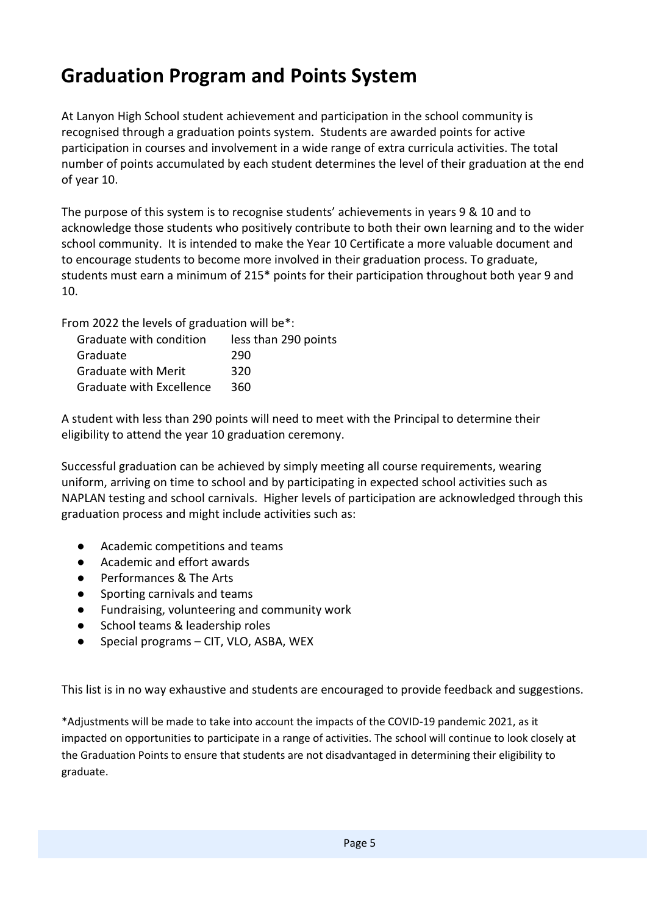# Graduation Program and Points System

At Lanyon High School student achievement and participation in the school community is recognised through a graduation points system. Students are awarded points for active participation in courses and involvement in a wide range of extra curricula activities. The total number of points accumulated by each student determines the level of their graduation at the end of year 10.

The purpose of this system is to recognise students' achievements in years 9 & 10 and to acknowledge those students who positively contribute to both their own learning and to the wider school community. It is intended to make the Year 10 Certificate a more valuable document and to encourage students to become more involved in their graduation process. To graduate, students must earn a minimum of 215* points for their participation throughout both year 9 and 10.

From 2022 the levels of graduation will be*:

| | |
|---|---|
| Graduate with condition | less than 290 points |
| Graduate | 290 |
| Graduate with Merit | 320 |
| Graduate with Excellence | 360 |

A student with less than 290 points will need to meet with the Principal to determine their eligibility to attend the year 10 graduation ceremony.

Successful graduation can be achieved by simply meeting all course requirements, wearing uniform, arriving on time to school and by participating in expected school activities such as NAPLAN testing and school carnivals. Higher levels of participation are acknowledged through this graduation process and might include activities such as:

- Academic competitions and teams
- Academic and effort awards
- Performances & The Arts
- Sporting carnivals and teams
- Fundraising, volunteering and community work
- School teams & leadership roles
- Special programs – CIT, VLO, ASBA, WEX

This list is in no way exhaustive and students are encouraged to provide feedback and suggestions.

*Adjustments will be made to take into account the impacts of the COVID-19 pandemic 2021, as it impacted on opportunities to participate in a range of activities. The school will continue to look closely at the Graduation Points to ensure that students are not disadvantaged in determining their eligibility to graduate.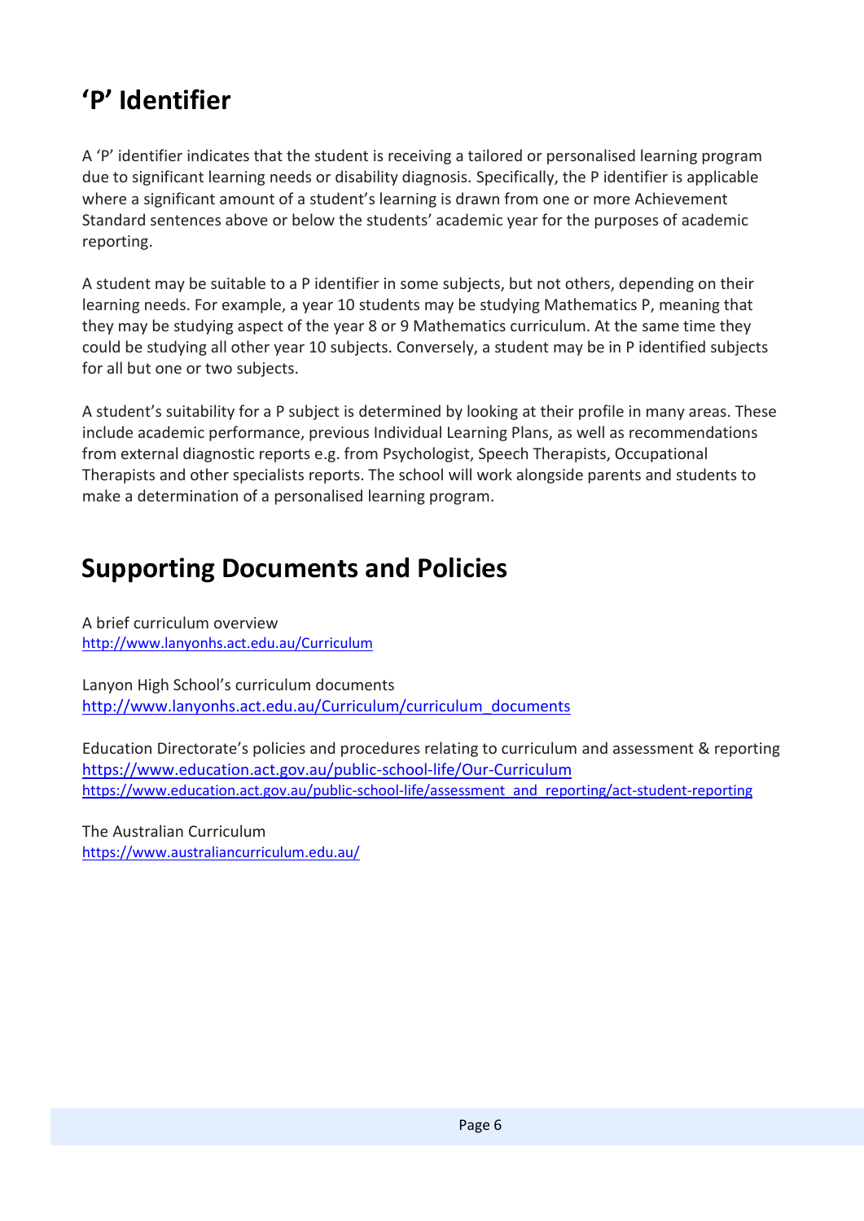# ‘P’ Identifier

A ‘P’ identifier indicates that the student is receiving a tailored or personalised learning program due to significant learning needs or disability diagnosis. Specifically, the P identifier is applicable where a significant amount of a student’s learning is drawn from one or more Achievement Standard sentences above or below the students’ academic year for the purposes of academic reporting.

A student may be suitable to a P identifier in some subjects, but not others, depending on their learning needs. For example, a year 10 students may be studying Mathematics P, meaning that they may be studying aspect of the year 8 or 9 Mathematics curriculum. At the same time they could be studying all other year 10 subjects. Conversely, a student may be in P identified subjects for all but one or two subjects.

A student’s suitability for a P subject is determined by looking at their profile in many areas. These include academic performance, previous Individual Learning Plans, as well as recommendations from external diagnostic reports e.g. from Psychologist, Speech Therapists, Occupational Therapists and other specialists reports. The school will work alongside parents and students to make a determination of a personalised learning program.

# Supporting Documents and Policies

A brief curriculum overview
http://www.lanyonhs.act.edu.au/Curriculum

Lanyon High School’s curriculum documents
http://www.lanyonhs.act.edu.au/Curriculum/curriculum_documents

Education Directorate’s policies and procedures relating to curriculum and assessment & reporting
https://www.education.act.gov.au/public-school-life/Our-Curriculum
https://www.education.act.gov.au/public-school-life/assessment_and_reporting/act-student-reporting

The Australian Curriculum
https://www.australiancurriculum.edu.au/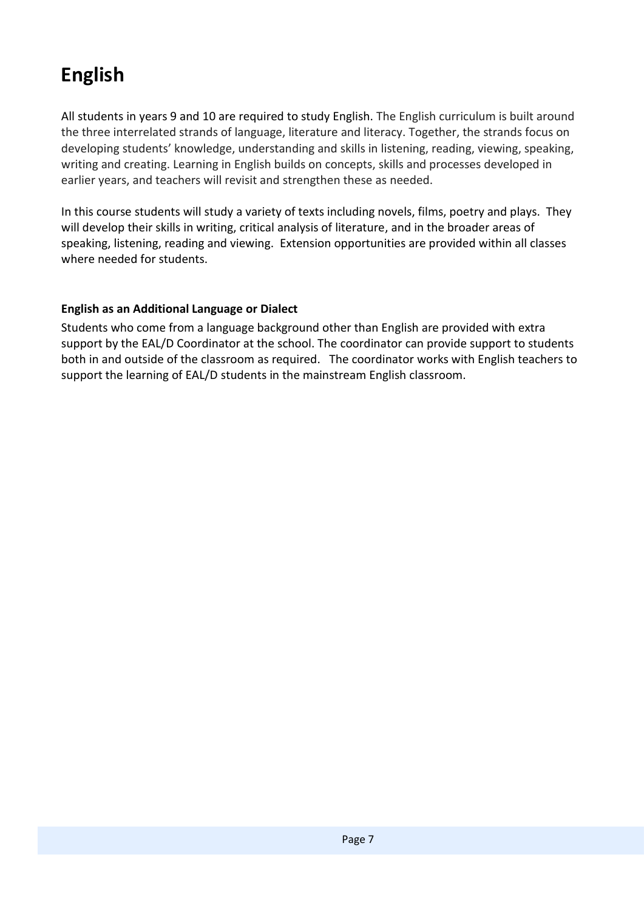# English

All students in years 9 and 10 are required to study English. The English curriculum is built around the three interrelated strands of language, literature and literacy. Together, the strands focus on developing students' knowledge, understanding and skills in listening, reading, viewing, speaking, writing and creating. Learning in English builds on concepts, skills and processes developed in earlier years, and teachers will revisit and strengthen these as needed.

In this course students will study a variety of texts including novels, films, poetry and plays. They will develop their skills in writing, critical analysis of literature, and in the broader areas of speaking, listening, reading and viewing. Extension opportunities are provided within all classes where needed for students.

**English as an Additional Language or Dialect**

Students who come from a language background other than English are provided with extra support by the EAL/D Coordinator at the school. The coordinator can provide support to students both in and outside of the classroom as required. The coordinator works with English teachers to support the learning of EAL/D students in the mainstream English classroom.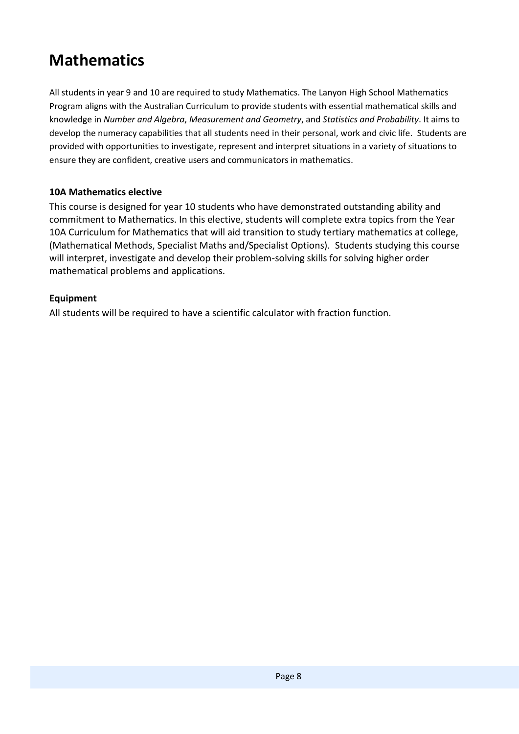# Mathematics

All students in year 9 and 10 are required to study Mathematics. The Lanyon High School Mathematics Program aligns with the Australian Curriculum to provide students with essential mathematical skills and knowledge in *Number and Algebra*, *Measurement and Geometry*, and *Statistics and Probability*. It aims to develop the numeracy capabilities that all students need in their personal, work and civic life. Students are provided with opportunities to investigate, represent and interpret situations in a variety of situations to ensure they are confident, creative users and communicators in mathematics.

### 10A Mathematics elective

This course is designed for year 10 students who have demonstrated outstanding ability and commitment to Mathematics. In this elective, students will complete extra topics from the Year 10A Curriculum for Mathematics that will aid transition to study tertiary mathematics at college, (Mathematical Methods, Specialist Maths and/Specialist Options). Students studying this course will interpret, investigate and develop their problem-solving skills for solving higher order mathematical problems and applications.

### Equipment

All students will be required to have a scientific calculator with fraction function.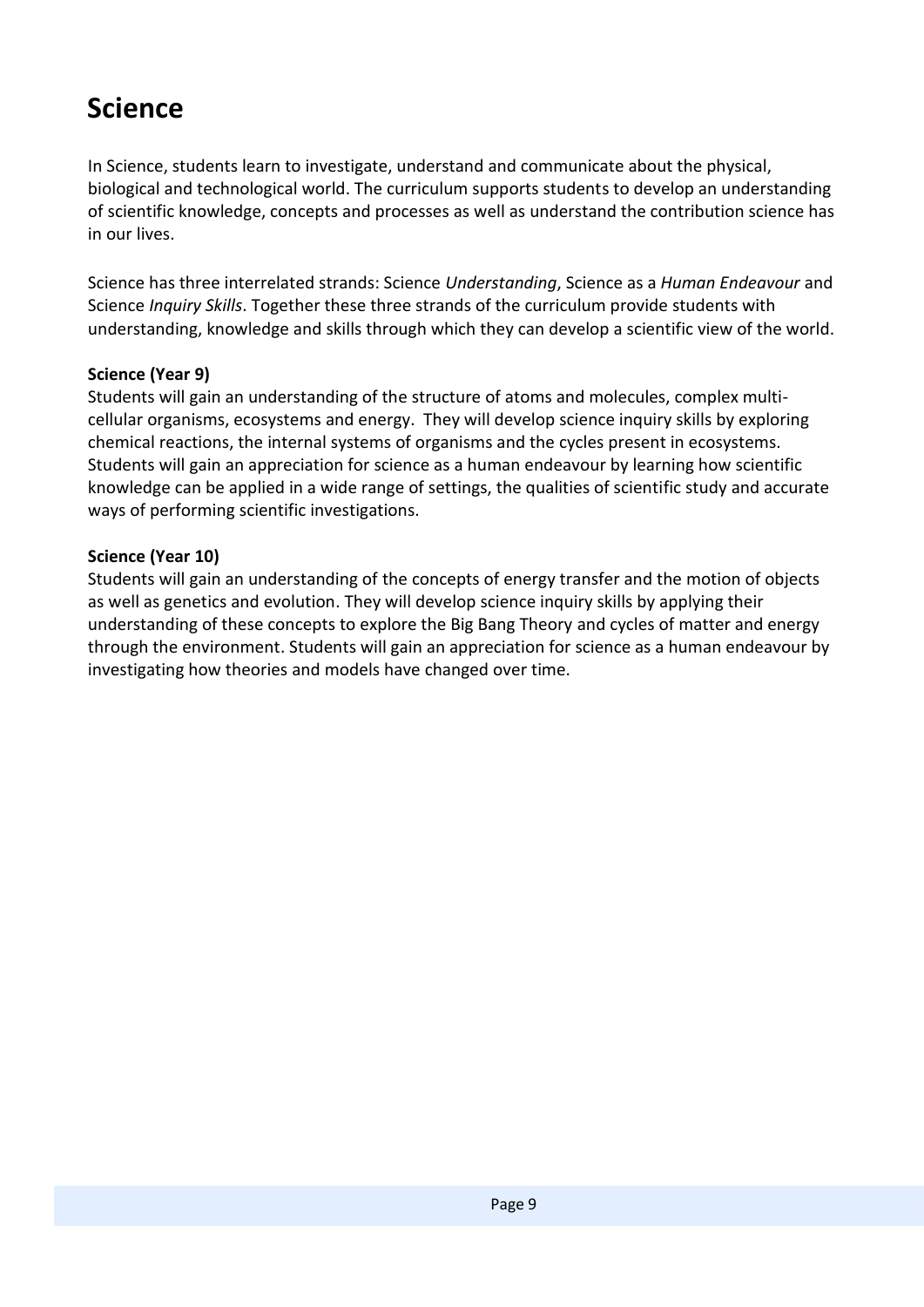# Science

In Science, students learn to investigate, understand and communicate about the physical, biological and technological world. The curriculum supports students to develop an understanding of scientific knowledge, concepts and processes as well as understand the contribution science has in our lives.

Science has three interrelated strands: Science *Understanding*, Science as a *Human Endeavour* and Science *Inquiry Skills*. Together these three strands of the curriculum provide students with understanding, knowledge and skills through which they can develop a scientific view of the world.

**Science (Year 9)**
Students will gain an understanding of the structure of atoms and molecules, complex multi-cellular organisms, ecosystems and energy. They will develop science inquiry skills by exploring chemical reactions, the internal systems of organisms and the cycles present in ecosystems. Students will gain an appreciation for science as a human endeavour by learning how scientific knowledge can be applied in a wide range of settings, the qualities of scientific study and accurate ways of performing scientific investigations.

**Science (Year 10)**
Students will gain an understanding of the concepts of energy transfer and the motion of objects as well as genetics and evolution. They will develop science inquiry skills by applying their understanding of these concepts to explore the Big Bang Theory and cycles of matter and energy through the environment. Students will gain an appreciation for science as a human endeavour by investigating how theories and models have changed over time.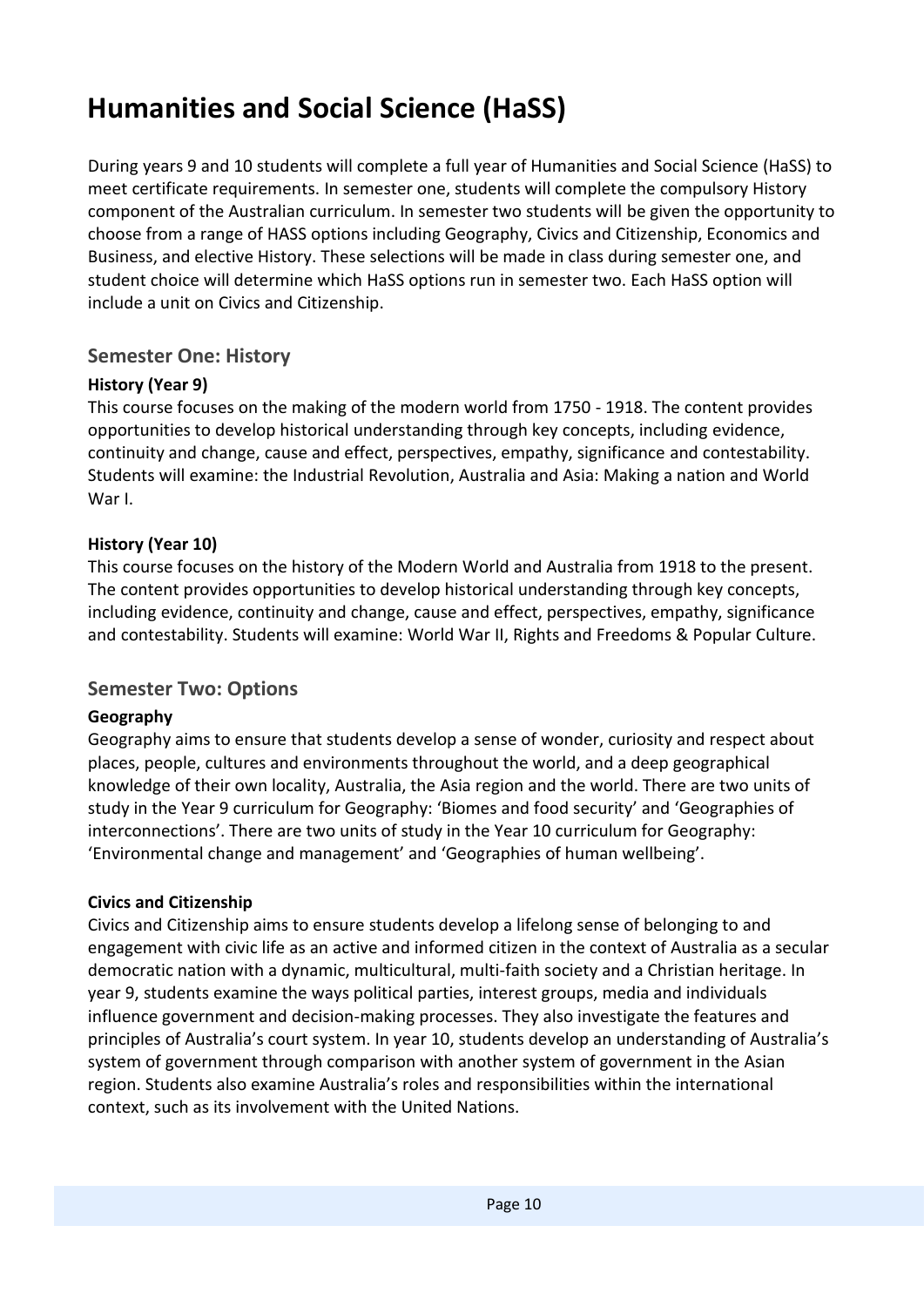# Humanities and Social Science (HaSS)

During years 9 and 10 students will complete a full year of Humanities and Social Science (HaSS) to meet certificate requirements. In semester one, students will complete the compulsory History component of the Australian curriculum. In semester two students will be given the opportunity to choose from a range of HASS options including Geography, Civics and Citizenship, Economics and Business, and elective History. These selections will be made in class during semester one, and student choice will determine which HaSS options run in semester two. Each HaSS option will include a unit on Civics and Citizenship.

## Semester One: History

**History (Year 9)**

This course focuses on the making of the modern world from 1750 - 1918. The content provides opportunities to develop historical understanding through key concepts, including evidence, continuity and change, cause and effect, perspectives, empathy, significance and contestability. Students will examine: the Industrial Revolution, Australia and Asia: Making a nation and World War I.

**History (Year 10)**

This course focuses on the history of the Modern World and Australia from 1918 to the present. The content provides opportunities to develop historical understanding through key concepts, including evidence, continuity and change, cause and effect, perspectives, empathy, significance and contestability. Students will examine: World War II, Rights and Freedoms & Popular Culture.

## Semester Two: Options

**Geography**

Geography aims to ensure that students develop a sense of wonder, curiosity and respect about places, people, cultures and environments throughout the world, and a deep geographical knowledge of their own locality, Australia, the Asia region and the world. There are two units of study in the Year 9 curriculum for Geography: 'Biomes and food security' and 'Geographies of interconnections'. There are two units of study in the Year 10 curriculum for Geography: 'Environmental change and management' and 'Geographies of human wellbeing'.

**Civics and Citizenship**

Civics and Citizenship aims to ensure students develop a lifelong sense of belonging to and engagement with civic life as an active and informed citizen in the context of Australia as a secular democratic nation with a dynamic, multicultural, multi-faith society and a Christian heritage. In year 9, students examine the ways political parties, interest groups, media and individuals influence government and decision-making processes. They also investigate the features and principles of Australia's court system. In year 10, students develop an understanding of Australia's system of government through comparison with another system of government in the Asian region. Students also examine Australia's roles and responsibilities within the international context, such as its involvement with the United Nations.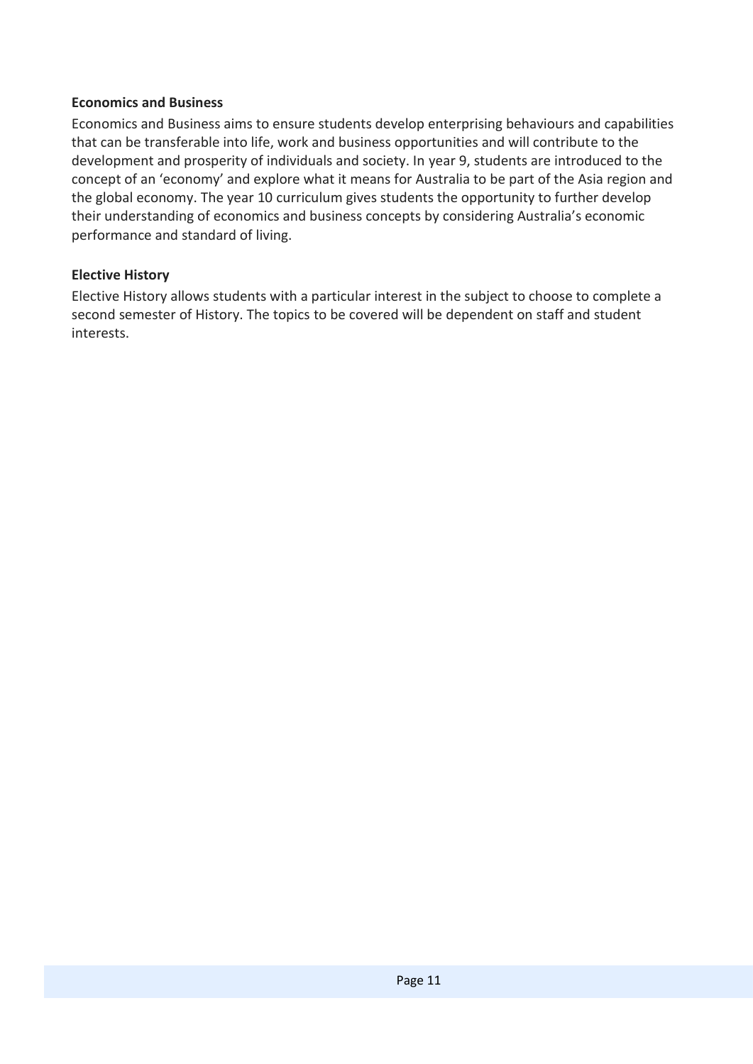**Economics and Business**

Economics and Business aims to ensure students develop enterprising behaviours and capabilities that can be transferable into life, work and business opportunities and will contribute to the development and prosperity of individuals and society. In year 9, students are introduced to the concept of an 'economy' and explore what it means for Australia to be part of the Asia region and the global economy. The year 10 curriculum gives students the opportunity to further develop their understanding of economics and business concepts by considering Australia's economic performance and standard of living.

**Elective History**

Elective History allows students with a particular interest in the subject to choose to complete a second semester of History. The topics to be covered will be dependent on staff and student interests.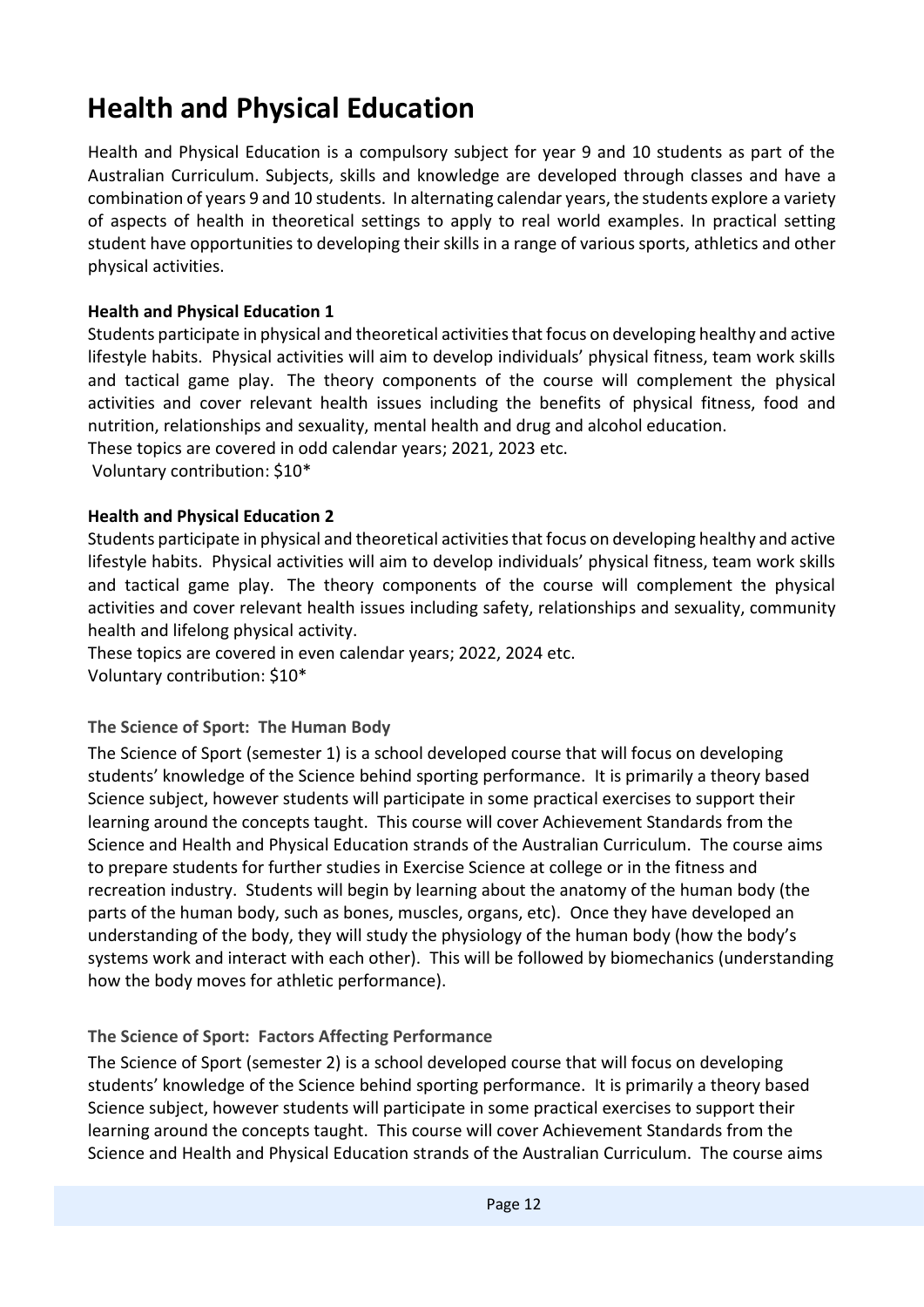# Health and Physical Education

Health and Physical Education is a compulsory subject for year 9 and 10 students as part of the Australian Curriculum. Subjects, skills and knowledge are developed through classes and have a combination of years 9 and 10 students. In alternating calendar years, the students explore a variety of aspects of health in theoretical settings to apply to real world examples. In practical setting student have opportunities to developing their skills in a range of various sports, athletics and other physical activities.

**Health and Physical Education 1**

Students participate in physical and theoretical activities that focus on developing healthy and active lifestyle habits. Physical activities will aim to develop individuals' physical fitness, team work skills and tactical game play. The theory components of the course will complement the physical activities and cover relevant health issues including the benefits of physical fitness, food and nutrition, relationships and sexuality, mental health and drug and alcohol education.
These topics are covered in odd calendar years; 2021, 2023 etc.
Voluntary contribution: $10*

**Health and Physical Education 2**

Students participate in physical and theoretical activities that focus on developing healthy and active lifestyle habits. Physical activities will aim to develop individuals' physical fitness, team work skills and tactical game play. The theory components of the course will complement the physical activities and cover relevant health issues including safety, relationships and sexuality, community health and lifelong physical activity.
These topics are covered in even calendar years; 2022, 2024 etc.
Voluntary contribution: $10*

### The Science of Sport: The Human Body

The Science of Sport (semester 1) is a school developed course that will focus on developing students' knowledge of the Science behind sporting performance. It is primarily a theory based Science subject, however students will participate in some practical exercises to support their learning around the concepts taught. This course will cover Achievement Standards from the Science and Health and Physical Education strands of the Australian Curriculum. The course aims to prepare students for further studies in Exercise Science at college or in the fitness and recreation industry. Students will begin by learning about the anatomy of the human body (the parts of the human body, such as bones, muscles, organs, etc). Once they have developed an understanding of the body, they will study the physiology of the human body (how the body's systems work and interact with each other). This will be followed by biomechanics (understanding how the body moves for athletic performance).

### The Science of Sport: Factors Affecting Performance

The Science of Sport (semester 2) is a school developed course that will focus on developing students' knowledge of the Science behind sporting performance. It is primarily a theory based Science subject, however students will participate in some practical exercises to support their learning around the concepts taught. This course will cover Achievement Standards from the Science and Health and Physical Education strands of the Australian Curriculum. The course aims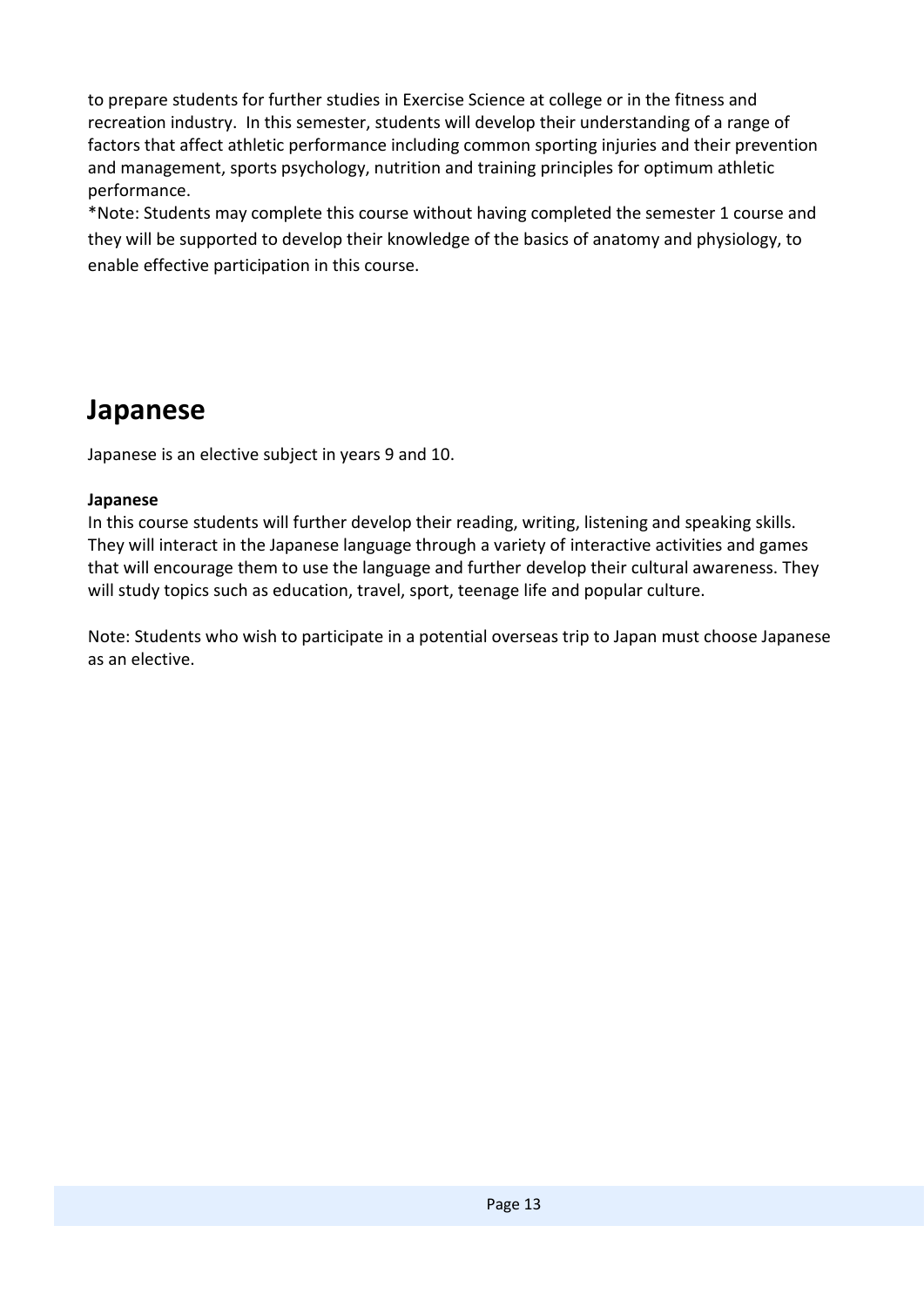to prepare students for further studies in Exercise Science at college or in the fitness and recreation industry. In this semester, students will develop their understanding of a range of factors that affect athletic performance including common sporting injuries and their prevention and management, sports psychology, nutrition and training principles for optimum athletic performance.

*Note: Students may complete this course without having completed the semester 1 course and they will be supported to develop their knowledge of the basics of anatomy and physiology, to enable effective participation in this course.

# Japanese

Japanese is an elective subject in years 9 and 10.

**Japanese**

In this course students will further develop their reading, writing, listening and speaking skills. They will interact in the Japanese language through a variety of interactive activities and games that will encourage them to use the language and further develop their cultural awareness. They will study topics such as education, travel, sport, teenage life and popular culture.

Note: Students who wish to participate in a potential overseas trip to Japan must choose Japanese as an elective.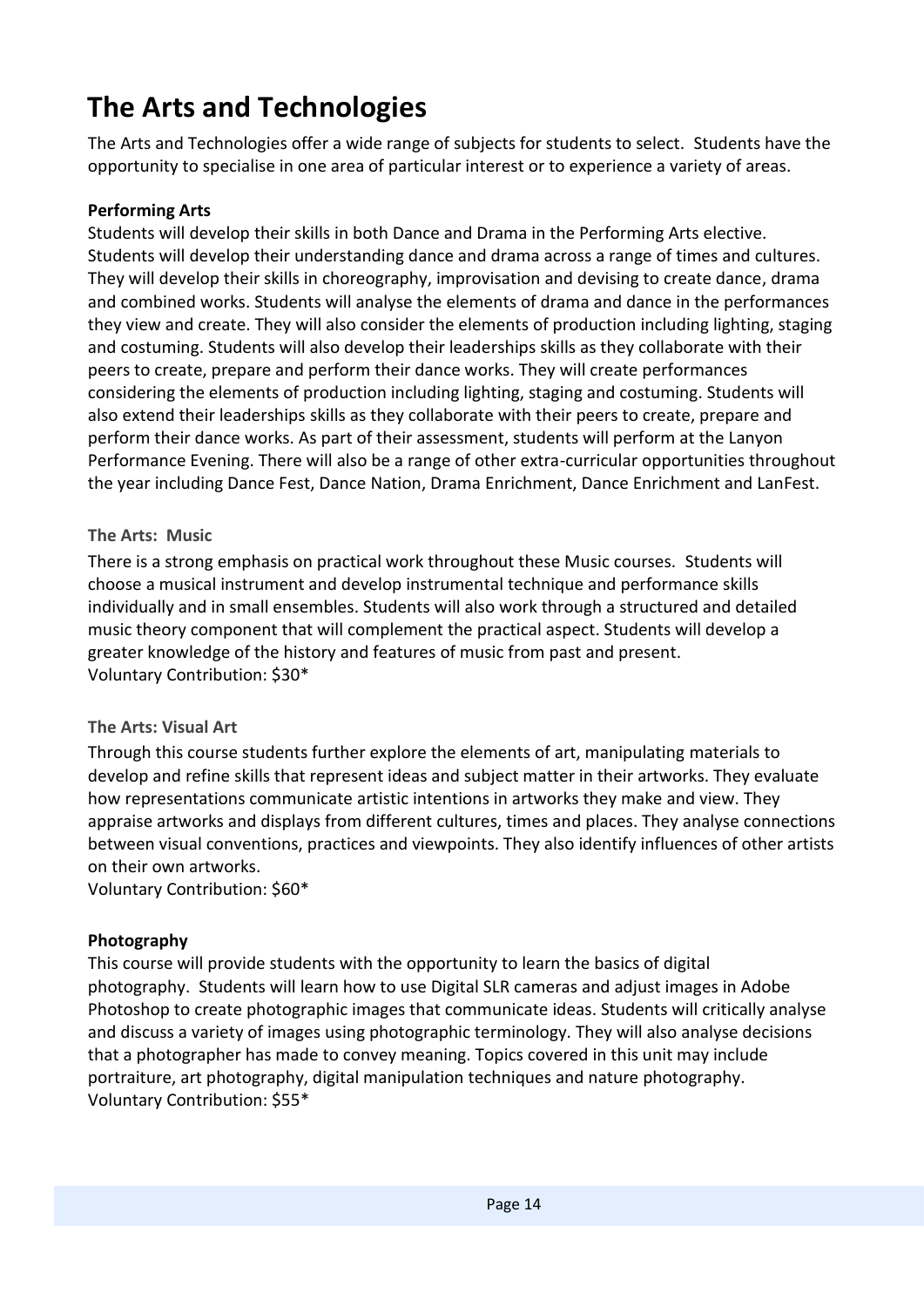# The Arts and Technologies

The Arts and Technologies offer a wide range of subjects for students to select. Students have the opportunity to specialise in one area of particular interest or to experience a variety of areas.

**Performing Arts**

Students will develop their skills in both Dance and Drama in the Performing Arts elective. Students will develop their understanding dance and drama across a range of times and cultures. They will develop their skills in choreography, improvisation and devising to create dance, drama and combined works. Students will analyse the elements of drama and dance in the performances they view and create. They will also consider the elements of production including lighting, staging and costuming. Students will also develop their leaderships skills as they collaborate with their peers to create, prepare and perform their dance works. They will create performances considering the elements of production including lighting, staging and costuming. Students will also extend their leaderships skills as they collaborate with their peers to create, prepare and perform their dance works. As part of their assessment, students will perform at the Lanyon Performance Evening. There will also be a range of other extra-curricular opportunities throughout the year including Dance Fest, Dance Nation, Drama Enrichment, Dance Enrichment and LanFest.

**The Arts: Music**

There is a strong emphasis on practical work throughout these Music courses. Students will choose a musical instrument and develop instrumental technique and performance skills individually and in small ensembles. Students will also work through a structured and detailed music theory component that will complement the practical aspect. Students will develop a greater knowledge of the history and features of music from past and present.
Voluntary Contribution: $30*

**The Arts: Visual Art**

Through this course students further explore the elements of art, manipulating materials to develop and refine skills that represent ideas and subject matter in their artworks. They evaluate how representations communicate artistic intentions in artworks they make and view. They appraise artworks and displays from different cultures, times and places. They analyse connections between visual conventions, practices and viewpoints. They also identify influences of other artists on their own artworks.
Voluntary Contribution: $60*

**Photography**

This course will provide students with the opportunity to learn the basics of digital photography. Students will learn how to use Digital SLR cameras and adjust images in Adobe Photoshop to create photographic images that communicate ideas. Students will critically analyse and discuss a variety of images using photographic terminology. They will also analyse decisions that a photographer has made to convey meaning. Topics covered in this unit may include portraiture, art photography, digital manipulation techniques and nature photography.
Voluntary Contribution: $55*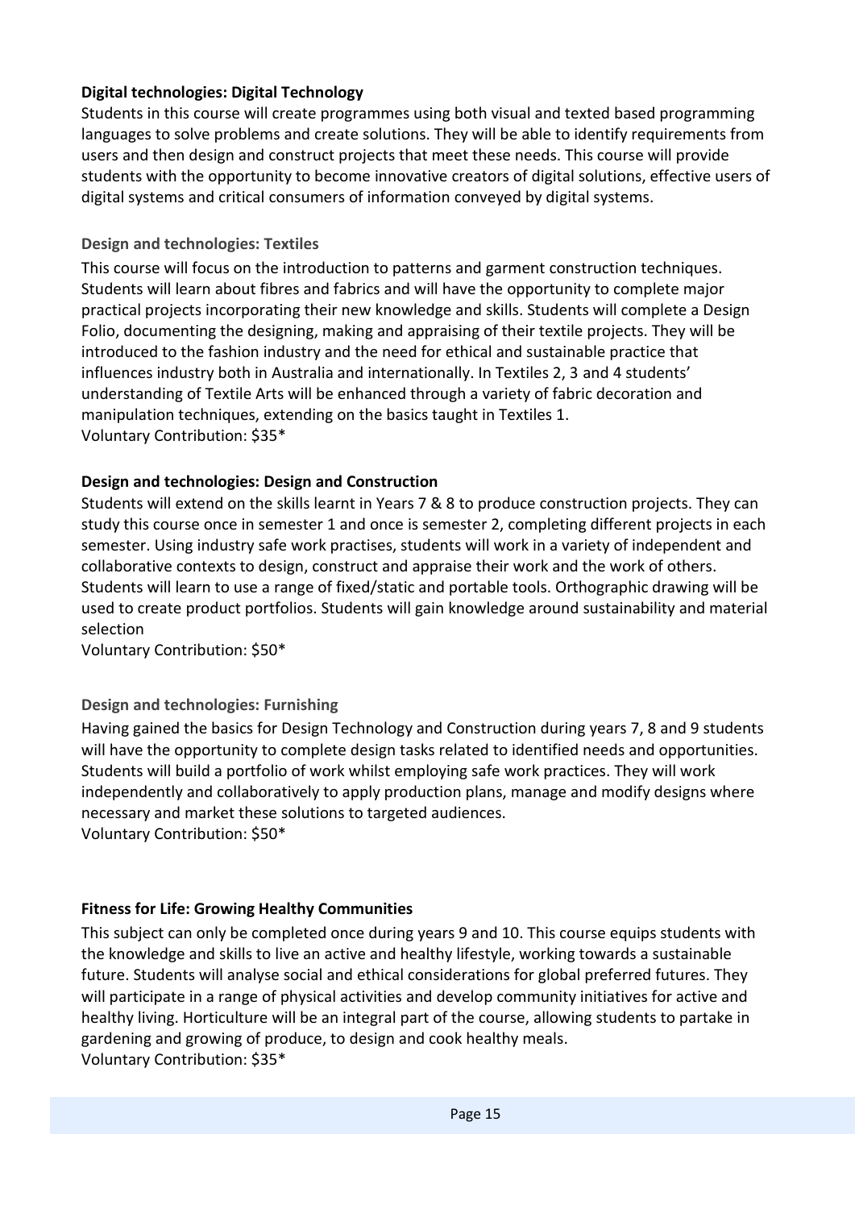### Digital technologies: Digital Technology

Students in this course will create programmes using both visual and texted based programming languages to solve problems and create solutions. They will be able to identify requirements from users and then design and construct projects that meet these needs. This course will provide students with the opportunity to become innovative creators of digital solutions, effective users of digital systems and critical consumers of information conveyed by digital systems.

### Design and technologies: Textiles

This course will focus on the introduction to patterns and garment construction techniques. Students will learn about fibres and fabrics and will have the opportunity to complete major practical projects incorporating their new knowledge and skills. Students will complete a Design Folio, documenting the designing, making and appraising of their textile projects. They will be introduced to the fashion industry and the need for ethical and sustainable practice that influences industry both in Australia and internationally. In Textiles 2, 3 and 4 students' understanding of Textile Arts will be enhanced through a variety of fabric decoration and manipulation techniques, extending on the basics taught in Textiles 1.
Voluntary Contribution: $35*

### Design and technologies: Design and Construction

Students will extend on the skills learnt in Years 7 & 8 to produce construction projects. They can study this course once in semester 1 and once is semester 2, completing different projects in each semester. Using industry safe work practises, students will work in a variety of independent and collaborative contexts to design, construct and appraise their work and the work of others. Students will learn to use a range of fixed/static and portable tools. Orthographic drawing will be used to create product portfolios. Students will gain knowledge around sustainability and material selection
Voluntary Contribution: $50*

### Design and technologies: Furnishing

Having gained the basics for Design Technology and Construction during years 7, 8 and 9 students will have the opportunity to complete design tasks related to identified needs and opportunities. Students will build a portfolio of work whilst employing safe work practices. They will work independently and collaboratively to apply production plans, manage and modify designs where necessary and market these solutions to targeted audiences.
Voluntary Contribution: $50*

### Fitness for Life: Growing Healthy Communities

This subject can only be completed once during years 9 and 10. This course equips students with the knowledge and skills to live an active and healthy lifestyle, working towards a sustainable future. Students will analyse social and ethical considerations for global preferred futures. They will participate in a range of physical activities and develop community initiatives for active and healthy living. Horticulture will be an integral part of the course, allowing students to partake in gardening and growing of produce, to design and cook healthy meals.
Voluntary Contribution: $35*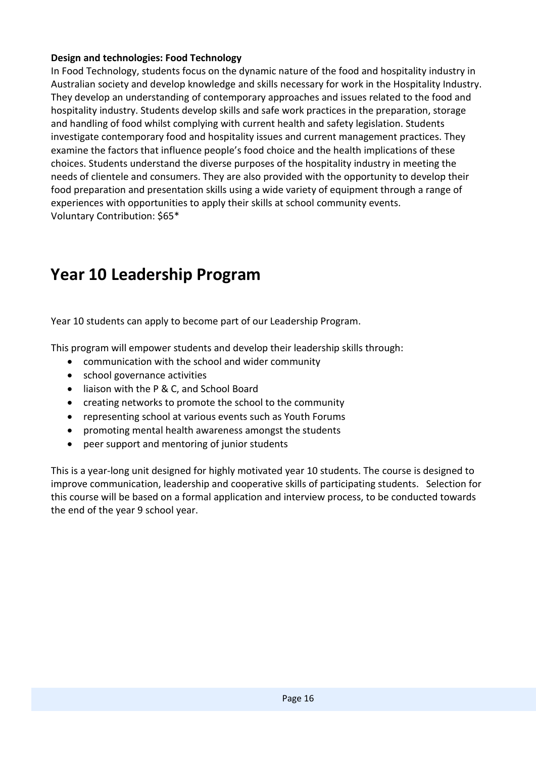**Design and technologies: Food Technology**

In Food Technology, students focus on the dynamic nature of the food and hospitality industry in Australian society and develop knowledge and skills necessary for work in the Hospitality Industry. They develop an understanding of contemporary approaches and issues related to the food and hospitality industry. Students develop skills and safe work practices in the preparation, storage and handling of food whilst complying with current health and safety legislation. Students investigate contemporary food and hospitality issues and current management practices. They examine the factors that influence people's food choice and the health implications of these choices. Students understand the diverse purposes of the hospitality industry in meeting the needs of clientele and consumers. They are also provided with the opportunity to develop their food preparation and presentation skills using a wide variety of equipment through a range of experiences with opportunities to apply their skills at school community events.
Voluntary Contribution: $65*

# Year 10 Leadership Program

Year 10 students can apply to become part of our Leadership Program.

This program will empower students and develop their leadership skills through:

- communication with the school and wider community
- school governance activities
- liaison with the P & C, and School Board
- creating networks to promote the school to the community
- representing school at various events such as Youth Forums
- promoting mental health awareness amongst the students
- peer support and mentoring of junior students

This is a year-long unit designed for highly motivated year 10 students. The course is designed to improve communication, leadership and cooperative skills of participating students. Selection for this course will be based on a formal application and interview process, to be conducted towards the end of the year 9 school year.